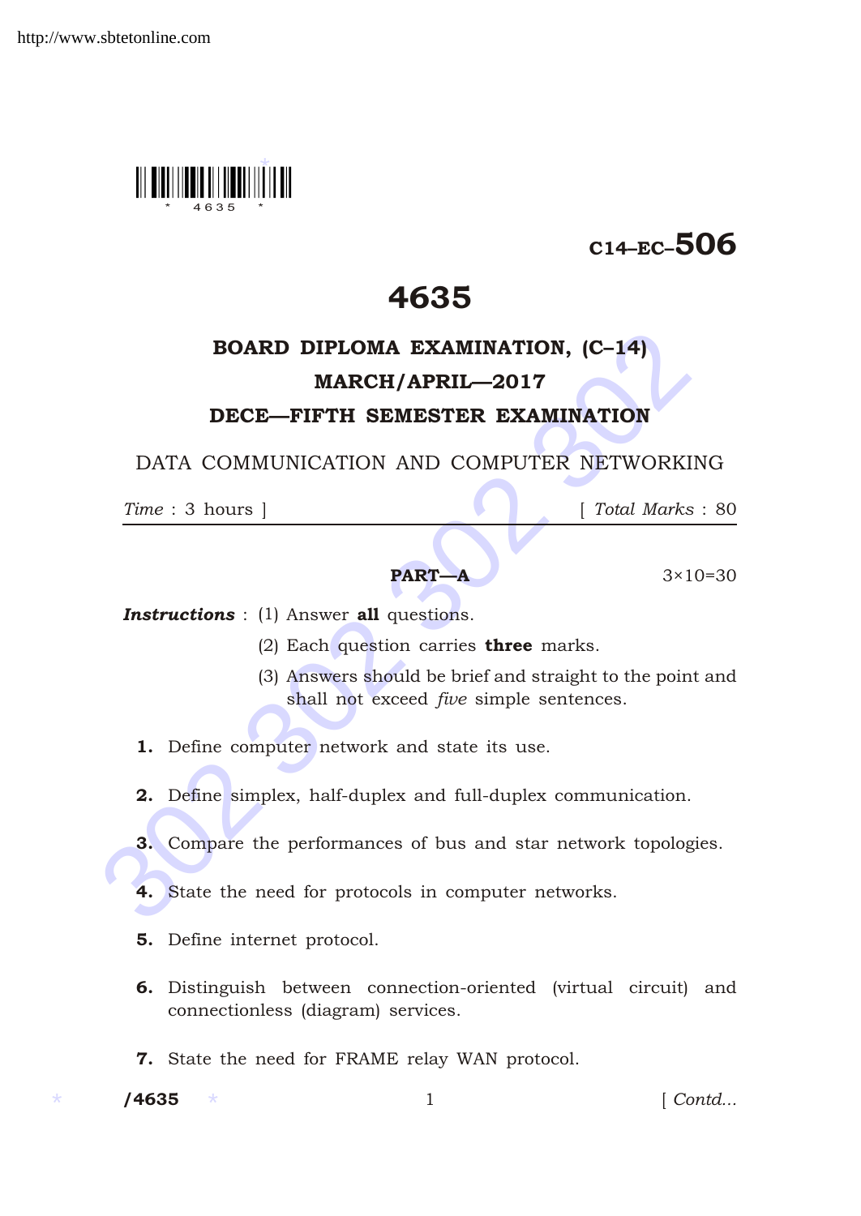C14–EC–506

# 4635

## BOARD DIPLOMA EXAMINATION, (C–14)

## MARCH/APRIL—2017

## DECE—FIFTH SEMESTER EXAMINATION

DATA COMMUNICATION AND COMPUTER NETWORKING

*Time* : 3 hours ] [ *Total Marks* : 80

---

**PART—A** 3×10=30

***Instructions*** : (1) Answer **all** questions.

(2) Each question carries **three** marks.

(3) Answers should be brief and straight to the point and shall not exceed *five* simple sentences.

**1.** Define computer network and state its use.

**2.** Define simplex, half-duplex and full-duplex communication.

**3.** Compare the performances of bus and star network topologies.

**4.** State the need for protocols in computer networks.

**5.** Define internet protocol.

**6.** Distinguish between connection-oriented (virtual circuit) and connectionless (diagram) services.

**7.** State the need for FRAME relay WAN protocol.

/4635

[ *Contd...*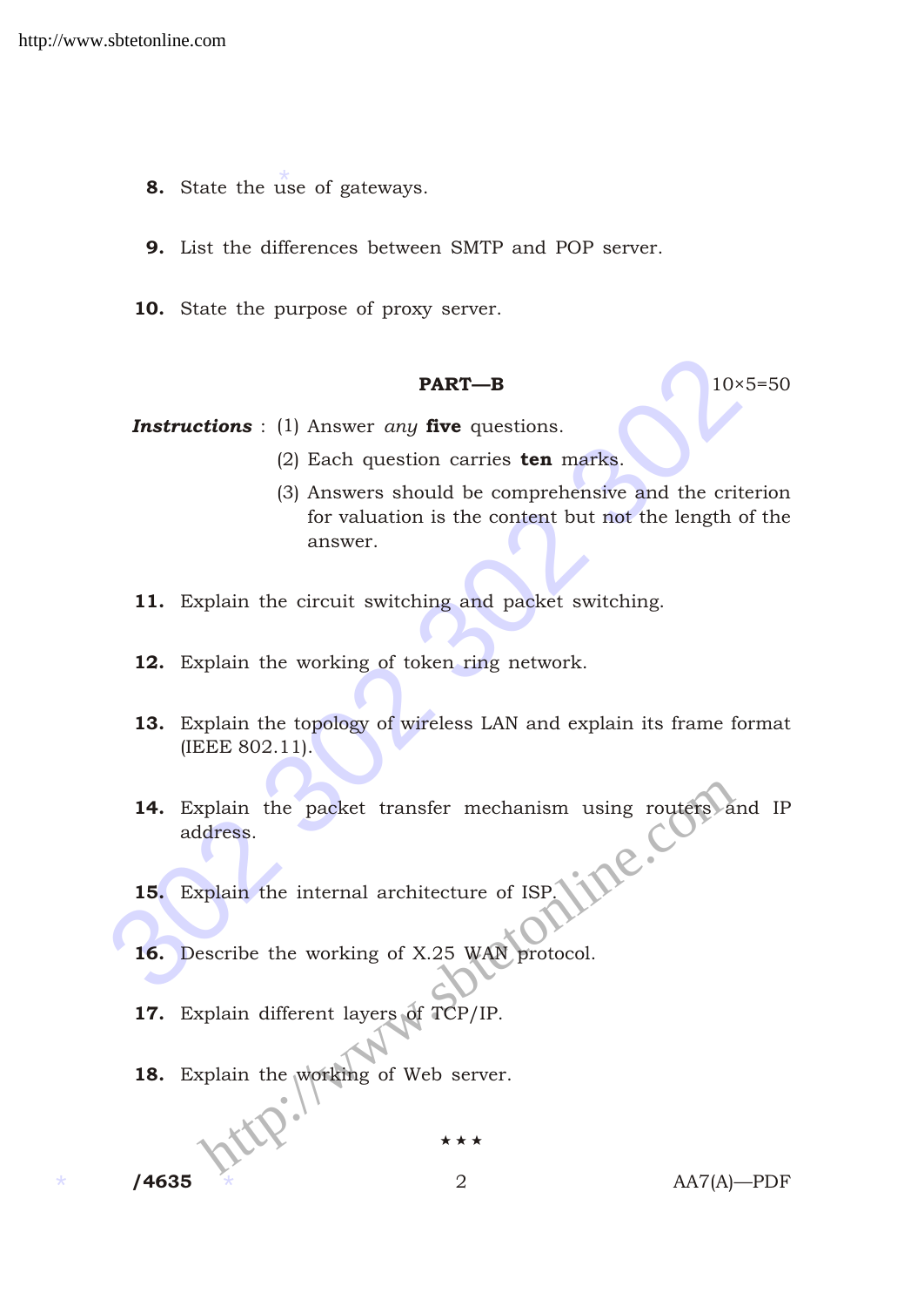**8.** State the use of gateways.

**9.** List the differences between SMTP and POP server.

**10.** State the purpose of proxy server.

## PART—B

10×5=50

***Instructions*** : (1) Answer *any* **five** questions.

(2) Each question carries **ten** marks.

(3) Answers should be comprehensive and the criterion for valuation is the content but not the length of the answer.

**11.** Explain the circuit switching and packet switching.

**12.** Explain the working of token ring network.

**13.** Explain the topology of wireless LAN and explain its frame format (IEEE 802.11).

**14.** Explain the packet transfer mechanism using routers and IP address.

**15.** Explain the internal architecture of ISP.

**16.** Describe the working of X.25 WAN protocol.

**17.** Explain different layers of TCP/IP.

**18.** Explain the working of Web server.

★★★